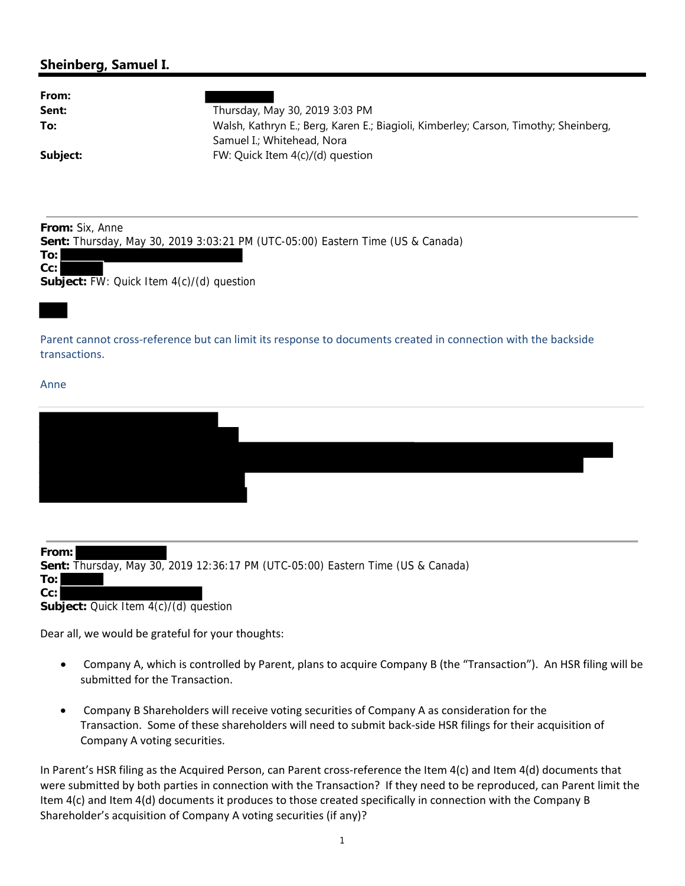## Sheinberg, Samuel I.

**From:**
**Sent:** Thursday, May 30, 2019 3:03 PM
**To:** Walsh, Kathryn E.; Berg, Karen E.; Biagioli, Kimberley; Carson, Timothy; Sheinberg, Samuel I.; Whitehead, Nora
**Subject:** FW: Quick Item 4(c)/(d) question

---

**From:** Six, Anne
**Sent:** Thursday, May 30, 2019 3:03:21 PM (UTC-05:00) Eastern Time (US & Canada)
**To:**
**Cc:**
**Subject:** FW: Quick Item 4(c)/(d) question

Parent cannot cross-reference but can limit its response to documents created in connection with the backside transactions.

Anne

---

**From:**
**Sent:** Thursday, May 30, 2019 12:36:17 PM (UTC-05:00) Eastern Time (US & Canada)
**To:**
**Cc:**
**Subject:** Quick Item 4(c)/(d) question

Dear all, we would be grateful for your thoughts:

- Company A, which is controlled by Parent, plans to acquire Company B (the "Transaction"). An HSR filing will be submitted for the Transaction.
- Company B Shareholders will receive voting securities of Company A as consideration for the Transaction. Some of these shareholders will need to submit back-side HSR filings for their acquisition of Company A voting securities.

In Parent's HSR filing as the Acquired Person, can Parent cross-reference the Item 4(c) and Item 4(d) documents that were submitted by both parties in connection with the Transaction? If they need to be reproduced, can Parent limit the Item 4(c) and Item 4(d) documents it produces to those created specifically in connection with the Company B Shareholder's acquisition of Company A voting securities (if any)?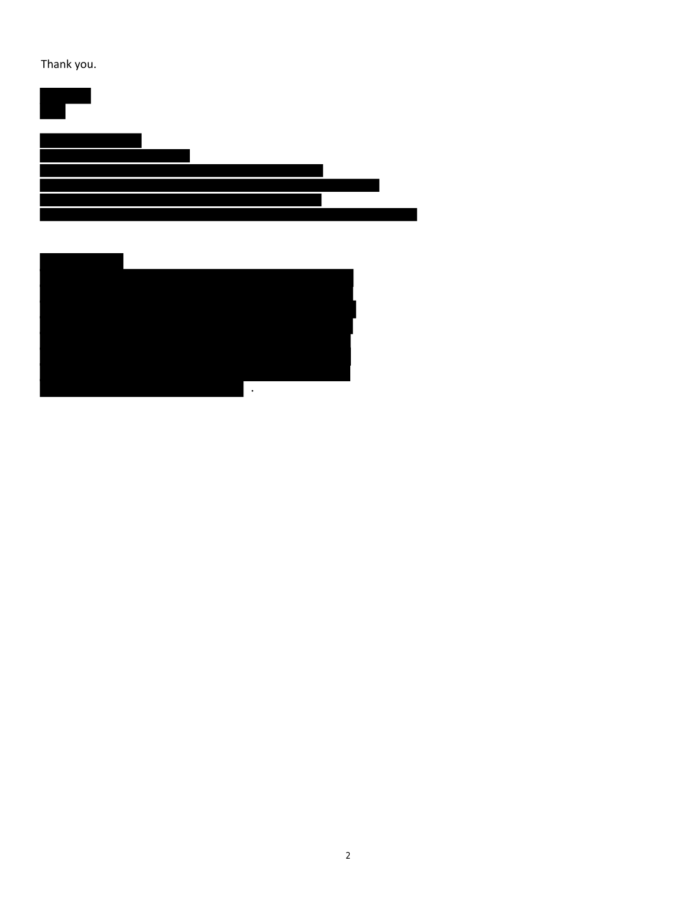Thank you.

.